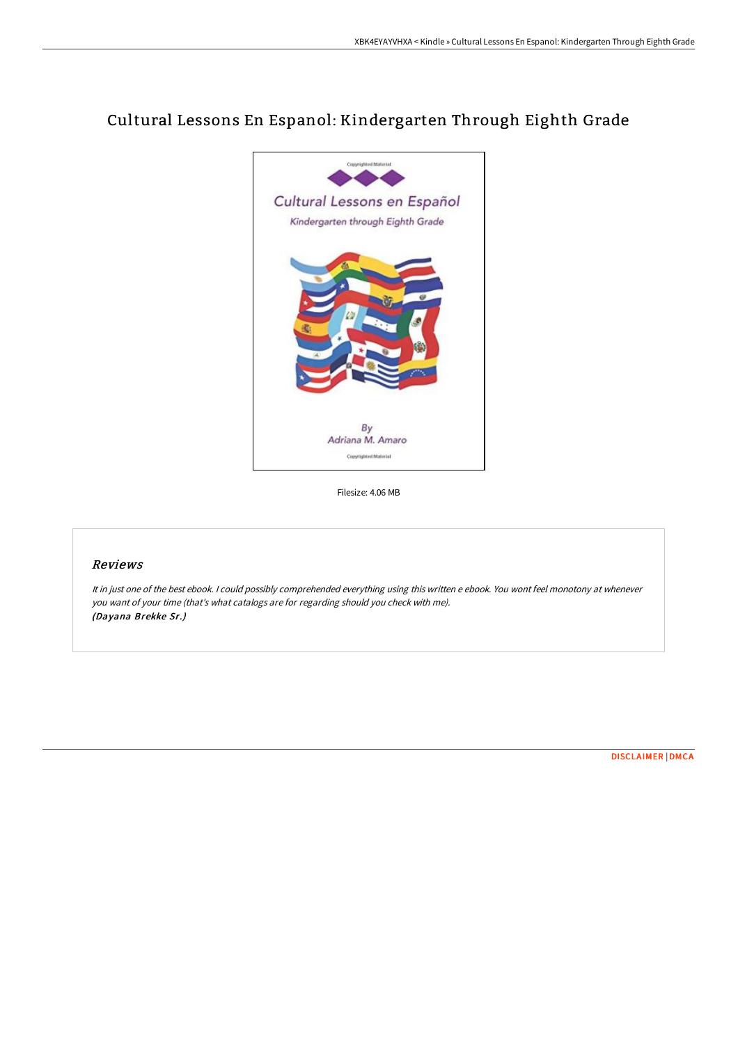# Cultural Lessons En Espanol: Kindergarten Through Eighth Grade

Filesize: 4.06 MB

## Reviews

*It in just one of the best ebook. I could possibly comprehended everything using this written e ebook. You wont feel monotony at whenever you want of your time (that's what catalogs are for regarding should you check with me).*
***(Dayana Brekke Sr.)***

DISCLAIMER | DMCA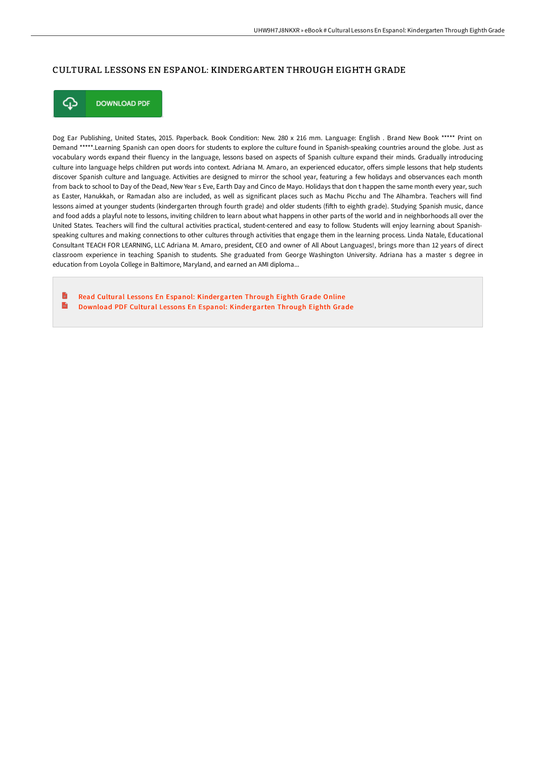# CULTURAL LESSONS EN ESPANOL: KINDERGARTEN THROUGH EIGHTH GRADE

DOWNLOAD PDF

Dog Ear Publishing, United States, 2015. Paperback. Book Condition: New. 280 x 216 mm. Language: English . Brand New Book ***** Print on Demand *****.Learning Spanish can open doors for students to explore the culture found in Spanish-speaking countries around the globe. Just as vocabulary words expand their fluency in the language, lessons based on aspects of Spanish culture expand their minds. Gradually introducing culture into language helps children put words into context. Adriana M. Amaro, an experienced educator, offers simple lessons that help students discover Spanish culture and language. Activities are designed to mirror the school year, featuring a few holidays and observances each month from back to school to Day of the Dead, New Year s Eve, Earth Day and Cinco de Mayo. Holidays that don t happen the same month every year, such as Easter, Hanukkah, or Ramadan also are included, as well as significant places such as Machu Picchu and The Alhambra. Teachers will find lessons aimed at younger students (kindergarten through fourth grade) and older students (fifth to eighth grade). Studying Spanish music, dance and food adds a playful note to lessons, inviting children to learn about what happens in other parts of the world and in neighborhoods all over the United States. Teachers will find the cultural activities practical, student-centered and easy to follow. Students will enjoy learning about Spanish-speaking cultures and making connections to other cultures through activities that engage them in the learning process. Linda Natale, Educational Consultant TEACH FOR LEARNING, LLC Adriana M. Amaro, president, CEO and owner of All About Languages!, brings more than 12 years of direct classroom experience in teaching Spanish to students. She graduated from George Washington University. Adriana has a master s degree in education from Loyola College in Baltimore, Maryland, and earned an AMI diploma...

- Read Cultural Lessons En Espanol: Kindergarten Through Eighth Grade Online
- Download PDF Cultural Lessons En Espanol: Kindergarten Through Eighth Grade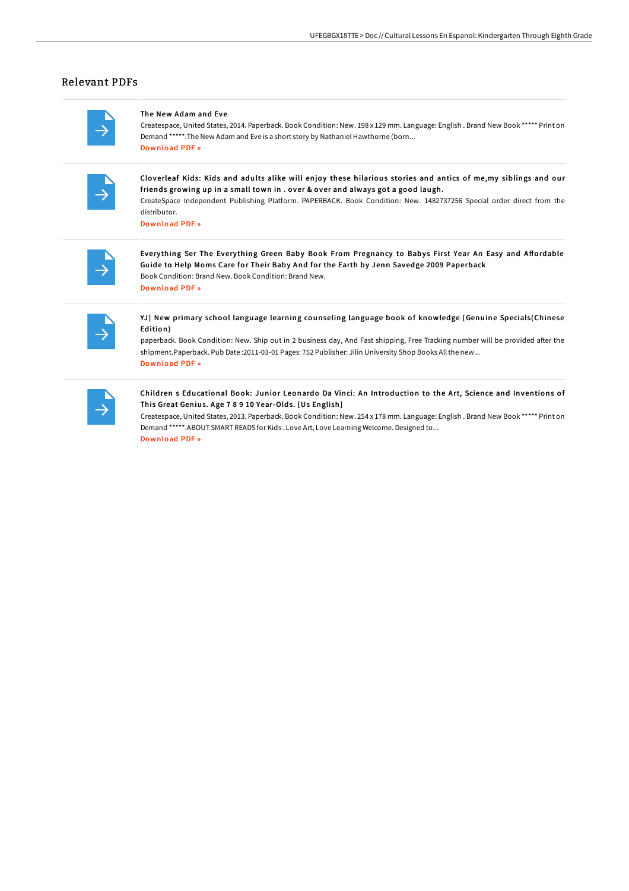## Relevant PDFs

### The New Adam and Eve

Createspace, United States, 2014. Paperback. Book Condition: New. 198 x 129 mm. Language: English . Brand New Book ***** Print on Demand *****.The New Adam and Eve is a short story by Nathaniel Hawthorne (born...

Download PDF »

### Cloverleaf Kids: Kids and adults alike will enjoy these hilarious stories and antics of me,my siblings and our friends growing up in a small town in . over & over and always got a good laugh.

CreateSpace Independent Publishing Platform. PAPERBACK. Book Condition: New. 1482737256 Special order direct from the distributor.

Download PDF »

### Everything Ser The Everything Green Baby Book From Pregnancy to Babys First Year An Easy and Affordable Guide to Help Moms Care for Their Baby And for the Earth by Jenn Savedge 2009 Paperback

Book Condition: Brand New. Book Condition: Brand New.

Download PDF »

### YJ] New primary school language learning counseling language book of knowledge [Genuine Specials(Chinese Edition)

paperback. Book Condition: New. Ship out in 2 business day, And Fast shipping, Free Tracking number will be provided after the shipment.Paperback. Pub Date :2011-03-01 Pages: 752 Publisher: Jilin University Shop Books All the new...

Download PDF »

### Children s Educational Book: Junior Leonardo Da Vinci: An Introduction to the Art, Science and Inventions of This Great Genius. Age 7 8 9 10 Year-Olds. [Us English]

Createspace, United States, 2013. Paperback. Book Condition: New. 254 x 178 mm. Language: English . Brand New Book ***** Print on Demand *****.ABOUT SMART READS for Kids . Love Art, Love Learning Welcome. Designed to...

Download PDF »